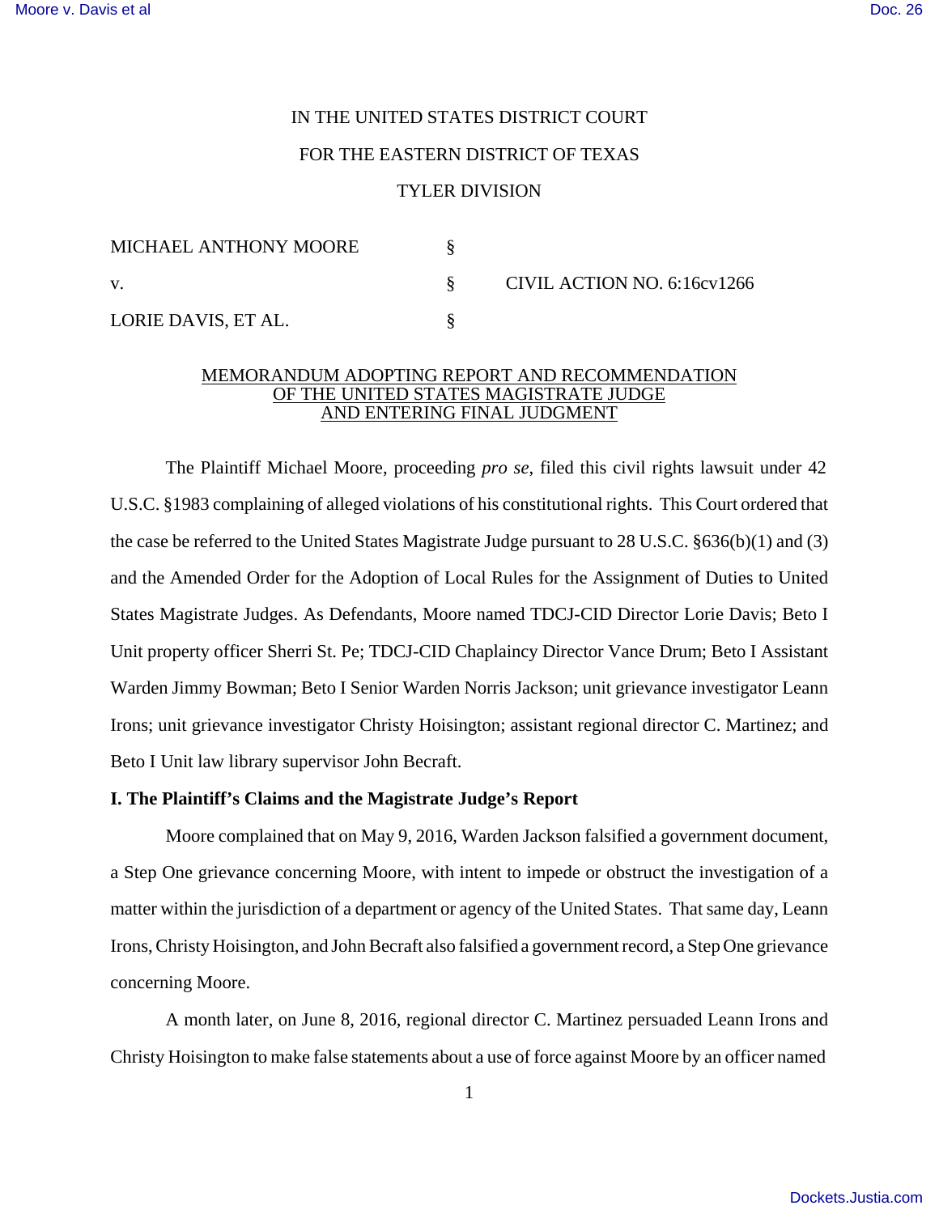IN THE UNITED STATES DISTRICT COURT

FOR THE EASTERN DISTRICT OF TEXAS

TYLER DIVISION

| | | |
|---|---|---|
| MICHAEL ANTHONY MOORE | § | |
| v. | § | CIVIL ACTION NO. 6:16cv1266 |
| LORIE DAVIS, ET AL. | § | |

MEMORANDUM ADOPTING REPORT AND RECOMMENDATION OF THE UNITED STATES MAGISTRATE JUDGE AND ENTERING FINAL JUDGMENT

The Plaintiff Michael Moore, proceeding *pro se*, filed this civil rights lawsuit under 42 U.S.C. §1983 complaining of alleged violations of his constitutional rights. This Court ordered that the case be referred to the United States Magistrate Judge pursuant to 28 U.S.C. §636(b)(1) and (3) and the Amended Order for the Adoption of Local Rules for the Assignment of Duties to United States Magistrate Judges. As Defendants, Moore named TDCJ-CID Director Lorie Davis; Beto I Unit property officer Sherri St. Pe; TDCJ-CID Chaplaincy Director Vance Drum; Beto I Assistant Warden Jimmy Bowman; Beto I Senior Warden Norris Jackson; unit grievance investigator Leann Irons; unit grievance investigator Christy Hoisington; assistant regional director C. Martinez; and Beto I Unit law library supervisor John Becraft.

**I. The Plaintiff's Claims and the Magistrate Judge's Report**

Moore complained that on May 9, 2016, Warden Jackson falsified a government document, a Step One grievance concerning Moore, with intent to impede or obstruct the investigation of a matter within the jurisdiction of a department or agency of the United States. That same day, Leann Irons, Christy Hoisington, and John Becraft also falsified a government record, a Step One grievance concerning Moore.

A month later, on June 8, 2016, regional director C. Martinez persuaded Leann Irons and Christy Hoisington to make false statements about a use of force against Moore by an officer named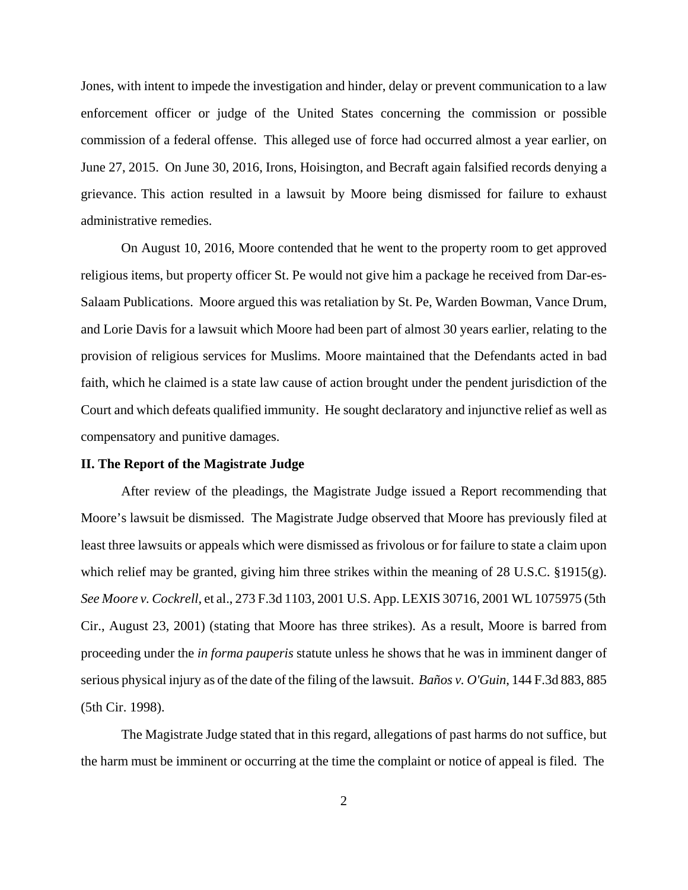Jones, with intent to impede the investigation and hinder, delay or prevent communication to a law enforcement officer or judge of the United States concerning the commission or possible commission of a federal offense. This alleged use of force had occurred almost a year earlier, on June 27, 2015. On June 30, 2016, Irons, Hoisington, and Becraft again falsified records denying a grievance. This action resulted in a lawsuit by Moore being dismissed for failure to exhaust administrative remedies.

On August 10, 2016, Moore contended that he went to the property room to get approved religious items, but property officer St. Pe would not give him a package he received from Dar-es-Salaam Publications. Moore argued this was retaliation by St. Pe, Warden Bowman, Vance Drum, and Lorie Davis for a lawsuit which Moore had been part of almost 30 years earlier, relating to the provision of religious services for Muslims. Moore maintained that the Defendants acted in bad faith, which he claimed is a state law cause of action brought under the pendent jurisdiction of the Court and which defeats qualified immunity. He sought declaratory and injunctive relief as well as compensatory and punitive damages.

**II. The Report of the Magistrate Judge**

After review of the pleadings, the Magistrate Judge issued a Report recommending that Moore's lawsuit be dismissed. The Magistrate Judge observed that Moore has previously filed at least three lawsuits or appeals which were dismissed as frivolous or for failure to state a claim upon which relief may be granted, giving him three strikes within the meaning of 28 U.S.C. §1915(g). *See Moore v. Cockrell*, et al., 273 F.3d 1103, 2001 U.S. App. LEXIS 30716, 2001 WL 1075975 (5th Cir., August 23, 2001) (stating that Moore has three strikes). As a result, Moore is barred from proceeding under the *in forma pauperis* statute unless he shows that he was in imminent danger of serious physical injury as of the date of the filing of the lawsuit. *Baños v. O'Guin*, 144 F.3d 883, 885 (5th Cir. 1998).

The Magistrate Judge stated that in this regard, allegations of past harms do not suffice, but the harm must be imminent or occurring at the time the complaint or notice of appeal is filed. The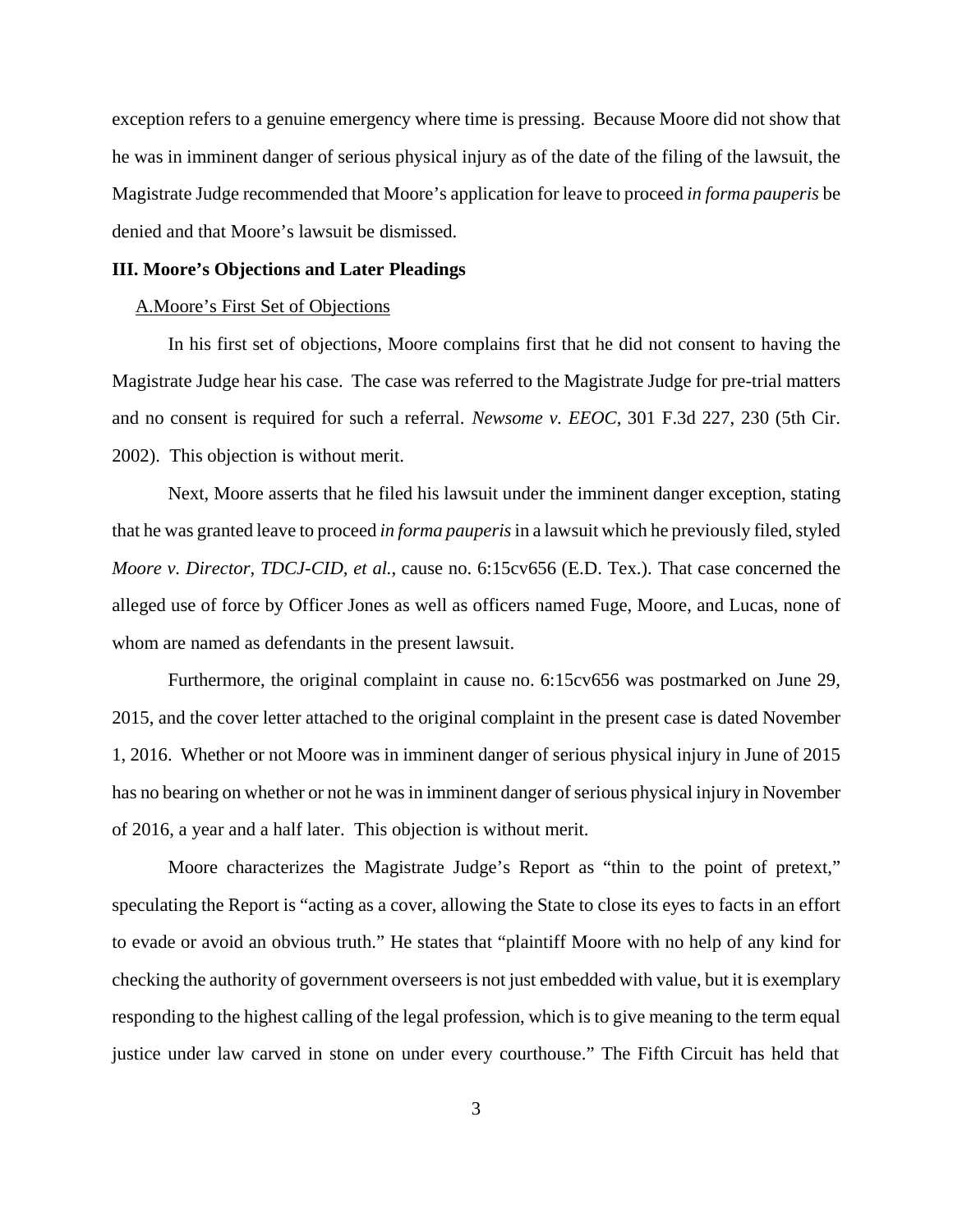exception refers to a genuine emergency where time is pressing. Because Moore did not show that he was in imminent danger of serious physical injury as of the date of the filing of the lawsuit, the Magistrate Judge recommended that Moore's application for leave to proceed *in forma pauperis* be denied and that Moore's lawsuit be dismissed.

## III. Moore's Objections and Later Pleadings

A.Moore's First Set of Objections

In his first set of objections, Moore complains first that he did not consent to having the Magistrate Judge hear his case. The case was referred to the Magistrate Judge for pre-trial matters and no consent is required for such a referral. *Newsome v. EEOC*, 301 F.3d 227, 230 (5th Cir. 2002). This objection is without merit.

Next, Moore asserts that he filed his lawsuit under the imminent danger exception, stating that he was granted leave to proceed *in forma pauperis* in a lawsuit which he previously filed, styled *Moore v. Director, TDCJ-CID, et al.*, cause no. 6:15cv656 (E.D. Tex.). That case concerned the alleged use of force by Officer Jones as well as officers named Fuge, Moore, and Lucas, none of whom are named as defendants in the present lawsuit.

Furthermore, the original complaint in cause no. 6:15cv656 was postmarked on June 29, 2015, and the cover letter attached to the original complaint in the present case is dated November 1, 2016. Whether or not Moore was in imminent danger of serious physical injury in June of 2015 has no bearing on whether or not he was in imminent danger of serious physical injury in November of 2016, a year and a half later. This objection is without merit.

Moore characterizes the Magistrate Judge's Report as "thin to the point of pretext," speculating the Report is "acting as a cover, allowing the State to close its eyes to facts in an effort to evade or avoid an obvious truth." He states that "plaintiff Moore with no help of any kind for checking the authority of government overseers is not just embedded with value, but it is exemplary responding to the highest calling of the legal profession, which is to give meaning to the term equal justice under law carved in stone on under every courthouse." The Fifth Circuit has held that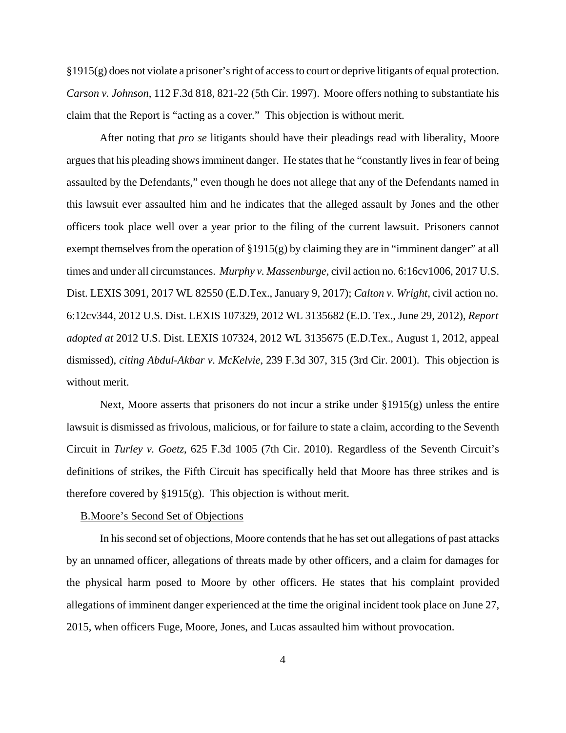§1915(g) does not violate a prisoner's right of access to court or deprive litigants of equal protection. *Carson v. Johnson*, 112 F.3d 818, 821-22 (5th Cir. 1997). Moore offers nothing to substantiate his claim that the Report is "acting as a cover." This objection is without merit.

After noting that *pro se* litigants should have their pleadings read with liberality, Moore argues that his pleading shows imminent danger. He states that he "constantly lives in fear of being assaulted by the Defendants," even though he does not allege that any of the Defendants named in this lawsuit ever assaulted him and he indicates that the alleged assault by Jones and the other officers took place well over a year prior to the filing of the current lawsuit. Prisoners cannot exempt themselves from the operation of §1915(g) by claiming they are in "imminent danger" at all times and under all circumstances. *Murphy v. Massenburge*, civil action no. 6:16cv1006, 2017 U.S. Dist. LEXIS 3091, 2017 WL 82550 (E.D.Tex., January 9, 2017); *Calton v. Wright*, civil action no. 6:12cv344, 2012 U.S. Dist. LEXIS 107329, 2012 WL 3135682 (E.D. Tex., June 29, 2012), *Report adopted at* 2012 U.S. Dist. LEXIS 107324, 2012 WL 3135675 (E.D.Tex., August 1, 2012, appeal dismissed), *citing Abdul-Akbar v. McKelvie*, 239 F.3d 307, 315 (3rd Cir. 2001). This objection is without merit.

Next, Moore asserts that prisoners do not incur a strike under §1915(g) unless the entire lawsuit is dismissed as frivolous, malicious, or for failure to state a claim, according to the Seventh Circuit in *Turley v. Goetz*, 625 F.3d 1005 (7th Cir. 2010). Regardless of the Seventh Circuit's definitions of strikes, the Fifth Circuit has specifically held that Moore has three strikes and is therefore covered by §1915(g). This objection is without merit.

B.Moore's Second Set of Objections

In his second set of objections, Moore contends that he has set out allegations of past attacks by an unnamed officer, allegations of threats made by other officers, and a claim for damages for the physical harm posed to Moore by other officers. He states that his complaint provided allegations of imminent danger experienced at the time the original incident took place on June 27, 2015, when officers Fuge, Moore, Jones, and Lucas assaulted him without provocation.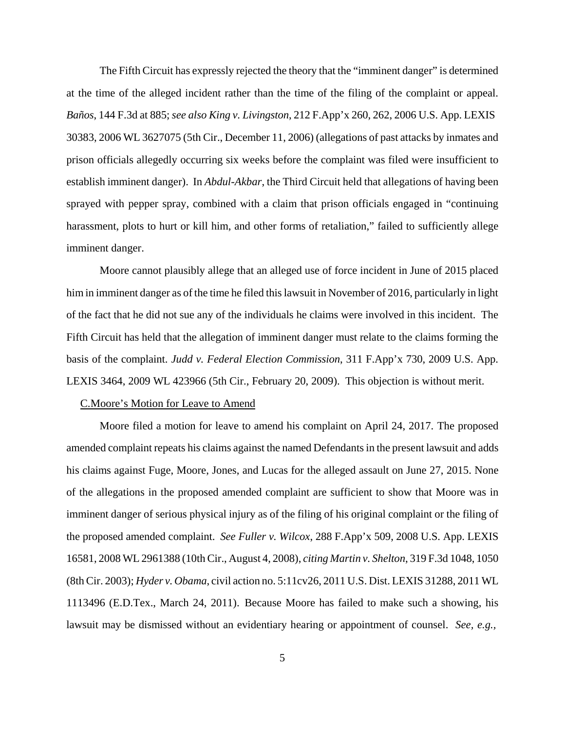The Fifth Circuit has expressly rejected the theory that the "imminent danger" is determined at the time of the alleged incident rather than the time of the filing of the complaint or appeal. *Baños*, 144 F.3d at 885; *see also King v. Livingston*, 212 F.App'x 260, 262, 2006 U.S. App. LEXIS 30383, 2006 WL 3627075 (5th Cir., December 11, 2006) (allegations of past attacks by inmates and prison officials allegedly occurring six weeks before the complaint was filed were insufficient to establish imminent danger). In *Abdul-Akbar*, the Third Circuit held that allegations of having been sprayed with pepper spray, combined with a claim that prison officials engaged in "continuing harassment, plots to hurt or kill him, and other forms of retaliation," failed to sufficiently allege imminent danger.

Moore cannot plausibly allege that an alleged use of force incident in June of 2015 placed him in imminent danger as of the time he filed this lawsuit in November of 2016, particularly in light of the fact that he did not sue any of the individuals he claims were involved in this incident. The Fifth Circuit has held that the allegation of imminent danger must relate to the claims forming the basis of the complaint. *Judd v. Federal Election Commission*, 311 F.App'x 730, 2009 U.S. App. LEXIS 3464, 2009 WL 423966 (5th Cir., February 20, 2009). This objection is without merit.

C. Moore's Motion for Leave to Amend

Moore filed a motion for leave to amend his complaint on April 24, 2017. The proposed amended complaint repeats his claims against the named Defendants in the present lawsuit and adds his claims against Fuge, Moore, Jones, and Lucas for the alleged assault on June 27, 2015. None of the allegations in the proposed amended complaint are sufficient to show that Moore was in imminent danger of serious physical injury as of the filing of his original complaint or the filing of the proposed amended complaint. *See Fuller v. Wilcox*, 288 F.App'x 509, 2008 U.S. App. LEXIS 16581, 2008 WL 2961388 (10th Cir., August 4, 2008), *citing Martin v. Shelton*, 319 F.3d 1048, 1050 (8th Cir. 2003); *Hyder v. Obama*, civil action no. 5:11cv26, 2011 U.S. Dist. LEXIS 31288, 2011 WL 1113496 (E.D.Tex., March 24, 2011). Because Moore has failed to make such a showing, his lawsuit may be dismissed without an evidentiary hearing or appointment of counsel. *See, e.g.,*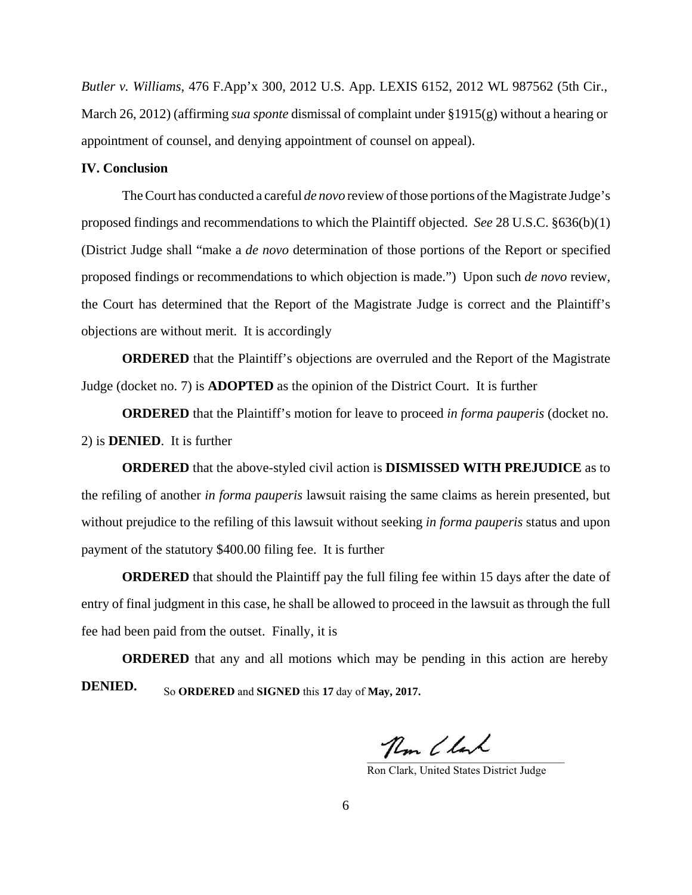*Butler v. Williams*, 476 F.App'x 300, 2012 U.S. App. LEXIS 6152, 2012 WL 987562 (5th Cir., March 26, 2012) (affirming *sua sponte* dismissal of complaint under §1915(g) without a hearing or appointment of counsel, and denying appointment of counsel on appeal).

**IV. Conclusion**

The Court has conducted a careful *de novo* review of those portions of the Magistrate Judge's proposed findings and recommendations to which the Plaintiff objected. *See* 28 U.S.C. §636(b)(1) (District Judge shall "make a *de novo* determination of those portions of the Report or specified proposed findings or recommendations to which objection is made.") Upon such *de novo* review, the Court has determined that the Report of the Magistrate Judge is correct and the Plaintiff's objections are without merit. It is accordingly

**ORDERED** that the Plaintiff's objections are overruled and the Report of the Magistrate Judge (docket no. 7) is **ADOPTED** as the opinion of the District Court. It is further

**ORDERED** that the Plaintiff's motion for leave to proceed *in forma pauperis* (docket no. 2) is **DENIED**. It is further

**ORDERED** that the above-styled civil action is **DISMISSED WITH PREJUDICE** as to the refiling of another *in forma pauperis* lawsuit raising the same claims as herein presented, but without prejudice to the refiling of this lawsuit without seeking *in forma pauperis* status and upon payment of the statutory $400.00 filing fee. It is further

**ORDERED** that should the Plaintiff pay the full filing fee within 15 days after the date of entry of final judgment in this case, he shall be allowed to proceed in the lawsuit as through the full fee had been paid from the outset. Finally, it is

**ORDERED** that any and all motions which may be pending in this action are hereby **DENIED.**

So **ORDERED** and **SIGNED** this **17** day of **May, 2017.**

Ron Clark, United States District Judge